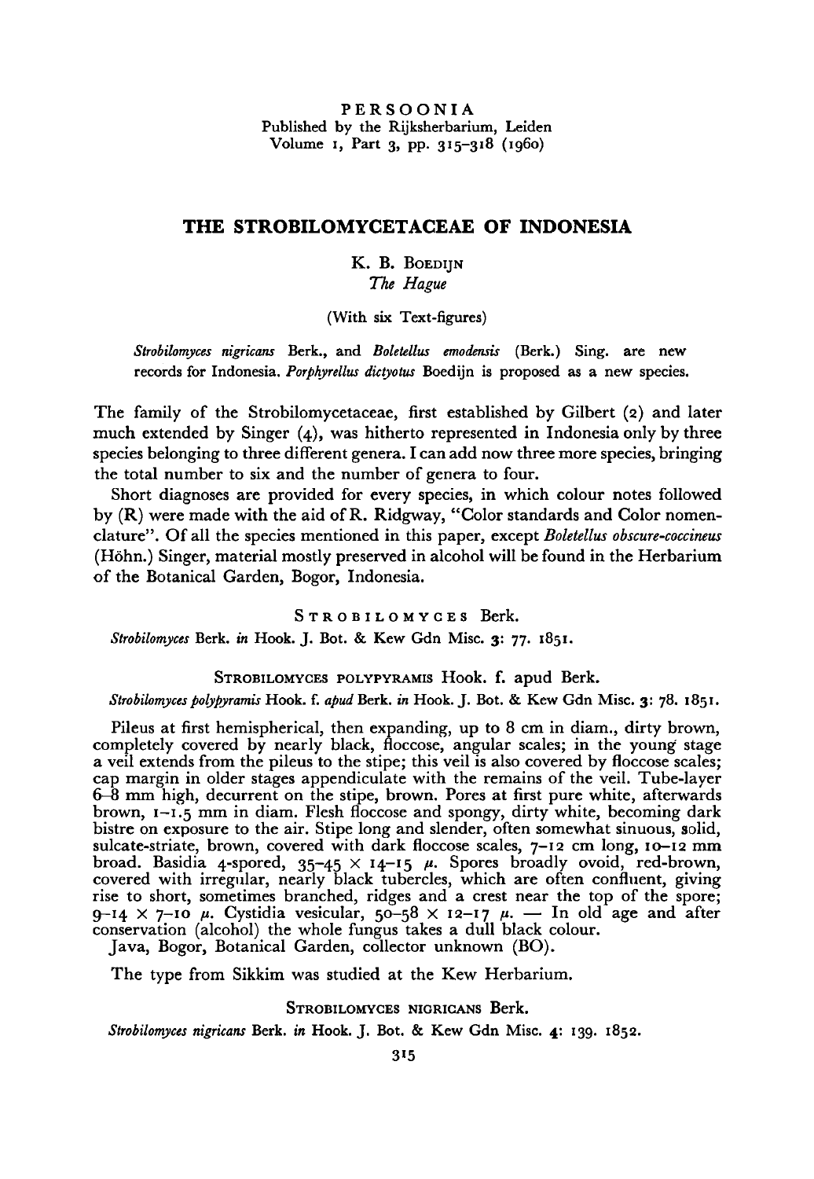PERSOONIA
Published by the Rijksherbarium, Leiden
Volume 1, Part 3, pp. 315–318 (1960)

# THE STROBILOMYCETACEAE OF INDONESIA

K. B. Boedijn
*The Hague*

(With six Text-figures)

*Strobilomyces nigricans* Berk., and *Boletellus emodensis* (Berk.) Sing. are new records for Indonesia. *Porphyrellus dictyotus* Boedijn is proposed as a new species.

The family of the Strobilomycetaceae, first established by Gilbert (2) and later much extended by Singer (4), was hitherto represented in Indonesia only by three species belonging to three different genera. I can add now three more species, bringing the total number to six and the number of genera to four.

Short diagnoses are provided for every species, in which colour notes followed by (R) were made with the aid of R. Ridgway, "Color standards and Color nomenclature". Of all the species mentioned in this paper, except *Boletellus obscure-coccineus* (Höhn.) Singer, material mostly preserved in alcohol will be found in the Herbarium of the Botanical Garden, Bogor, Indonesia.

## Strobilomyces Berk.

*Strobilomyces* Berk. *in* Hook. J. Bot. & Kew Gdn Misc. **3**: 77. 1851.

### Strobilomyces polypyramis Hook. f. apud Berk.

*Strobilomyces polypyramis* Hook. f. *apud* Berk. *in* Hook. J. Bot. & Kew Gdn Misc. **3**: 78. 1851.

Pileus at first hemispherical, then expanding, up to 8 cm in diam., dirty brown, completely covered by nearly black, floccose, angular scales; in the young stage a veil extends from the pileus to the stipe; this veil is also covered by floccose scales; cap margin in older stages appendiculate with the remains of the veil. Tube-layer 6–8 mm high, decurrent on the stipe, brown. Pores at first pure white, afterwards brown, 1–1.5 mm in diam. Flesh floccose and spongy, dirty white, becoming dark bistre on exposure to the air. Stipe long and slender, often somewhat sinuous, solid, sulcate-striate, brown, covered with dark floccose scales, 7–12 cm long, 10–12 mm broad. Basidia 4-spored, 35–45 × 14–15 μ. Spores broadly ovoid, red-brown, covered with irregular, nearly black tubercles, which are often confluent, giving rise to short, sometimes branched, ridges and a crest near the top of the spore; 9–14 × 7–10 μ. Cystidia vesicular, 50–58 × 12–17 μ. — In old age and after conservation (alcohol) the whole fungus takes a dull black colour.

Java, Bogor, Botanical Garden, collector unknown (BO).

The type from Sikkim was studied at the Kew Herbarium.

### Strobilomyces nigricans Berk.

*Strobilomyces nigricans* Berk. *in* Hook. J. Bot. & Kew Gdn Misc. **4**: 139. 1852.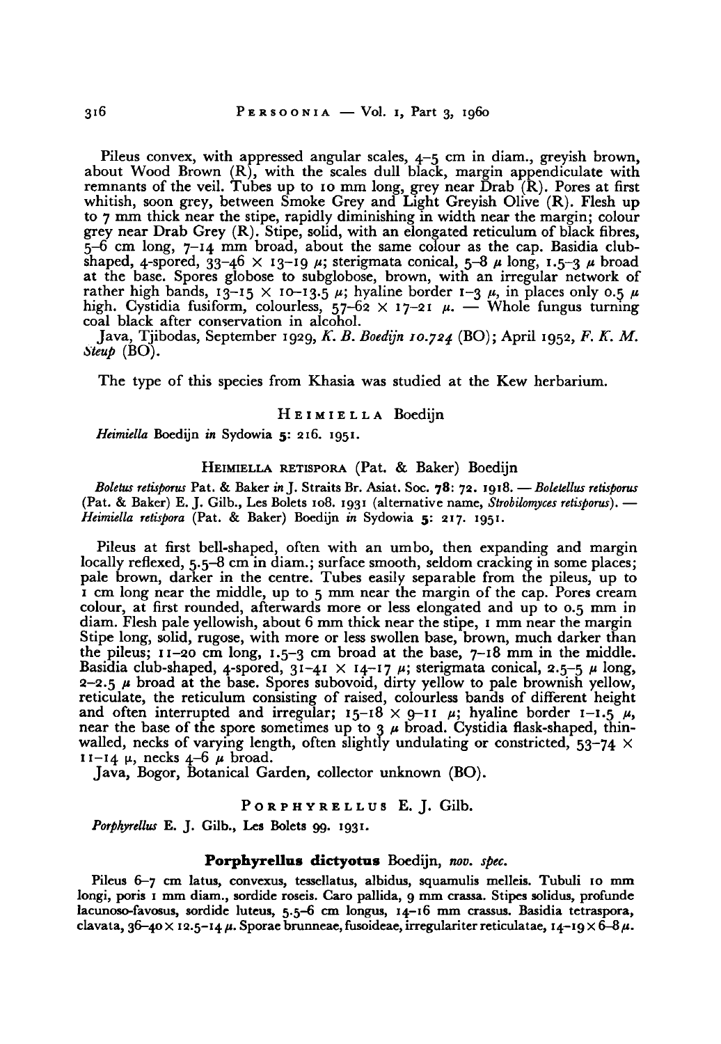Pileus convex, with appressed angular scales, 4–5 cm in diam., greyish brown, about Wood Brown (R), with the scales dull black, margin appendiculate with remnants of the veil. Tubes up to 10 mm long, grey near Drab (R). Pores at first whitish, soon grey, between Smoke Grey and Light Greyish Olive (R). Flesh up to 7 mm thick near the stipe, rapidly diminishing in width near the margin; colour grey near Drab Grey (R). Stipe, solid, with an elongated reticulum of black fibres, 5–6 cm long, 7–14 mm broad, about the same colour as the cap. Basidia club-shaped, 4-spored, 33–46 × 13–19 μ; sterigmata conical, 5–8 μ long, 1.5–3 μ broad at the base. Spores globose to subglobose, brown, with an irregular network of rather high bands, 13–15 × 10–13.5 μ; hyaline border 1–3 μ, in places only 0.5 μ high. Cystidia fusiform, colourless, 57–62 × 17–21 μ. — Whole fungus turning coal black after conservation in alcohol.

Java, Tjibodas, September 1929, *K. B. Boedijn 10.724* (BO); April 1952, *F. K. M. Steup* (BO).

The type of this species from Khasia was studied at the Kew herbarium.

## HEIMIELLA Boedijn

*Heimiella* Boedijn *in* Sydowia **5**: 216. 1951.

### HEIMIELLA RETISPORA (Pat. & Baker) Boedijn

*Boletus retisporus* Pat. & Baker *in* J. Straits Br. Asiat. Soc. **78**: 72. 1918. — *Boletellus retisporus* (Pat. & Baker) E. J. Gilb., Les Bolets 108. 1931 (alternative name, *Strobilomyces retisporus*). — *Heimiella retispora* (Pat. & Baker) Boedijn *in* Sydowia **5**: 217. 1951.

Pileus at first bell-shaped, often with an umbo, then expanding and margin locally reflexed, 5.5–8 cm in diam.; surface smooth, seldom cracking in some places; pale brown, darker in the centre. Tubes easily separable from the pileus, up to 1 cm long near the middle, up to 5 mm near the margin of the cap. Pores cream colour, at first rounded, afterwards more or less elongated and up to 0.5 mm in diam. Flesh pale yellowish, about 6 mm thick near the stipe, 1 mm near the margin Stipe long, solid, rugose, with more or less swollen base, brown, much darker than the pileus; 11–20 cm long, 1.5–3 cm broad at the base, 7–18 mm in the middle. Basidia club-shaped, 4-spored, 31–41 × 14–17 μ; sterigmata conical, 2.5–5 μ long, 2–2.5 μ broad at the base. Spores subovoid, dirty yellow to pale brownish yellow, reticulate, the reticulum consisting of raised, colourless bands of different height and often interrupted and irregular; 15–18 × 9–11 μ; hyaline border 1–1.5 μ, near the base of the spore sometimes up to 3 μ broad. Cystidia flask-shaped, thin-walled, necks of varying length, often slightly undulating or constricted, 53–74 × 11–14 μ, necks 4–6 μ broad.

Java, Bogor, Botanical Garden, collector unknown (BO).

## PORPHYRELLUS E. J. Gilb.

*Porphyrellus* E. J. Gilb., Les Bolets 99. 1931.

### Porphyrellus dictyotus Boedijn, *nov. spec.*

Pileus 6–7 cm latus, convexus, tessellatus, albidus, squamulis melleis. Tubuli 10 mm longi, poris 1 mm diam., sordide roseis. Caro pallida, 9 mm crassa. Stipes solidus, profunde lacunoso-favosus, sordide luteus, 5.5–6 cm longus, 14–16 mm crassus. Basidia tetraspora, clavata, 36–40 × 12.5–14 μ. Sporae brunneae, fusoideae, irregulariter reticulatae, 14–19 × 6–8 μ.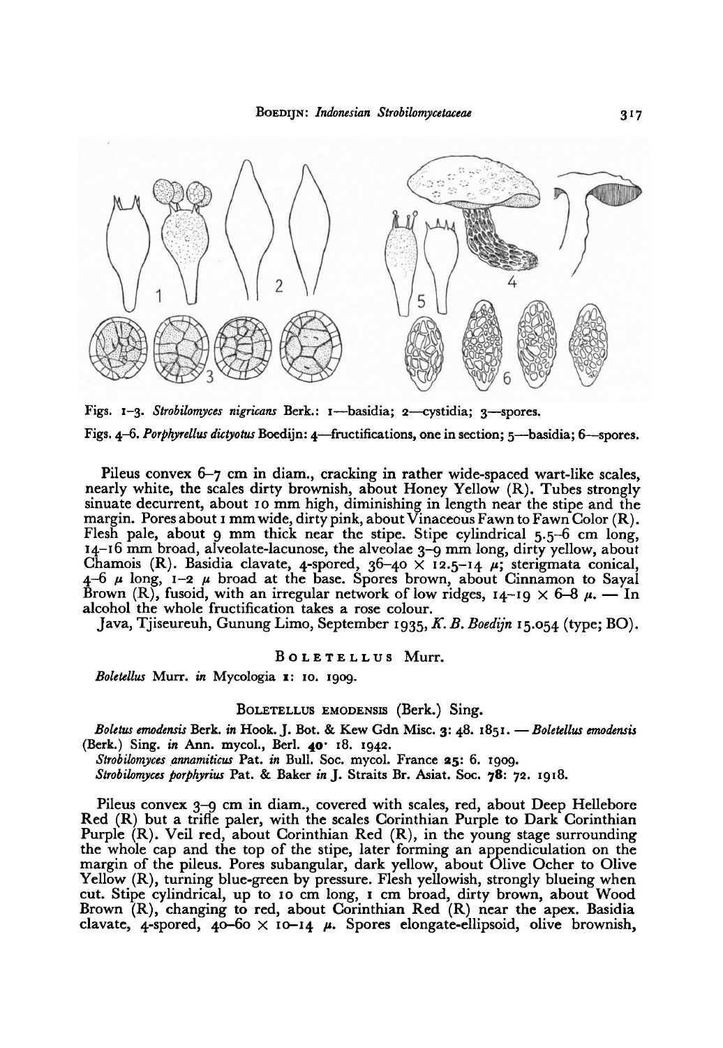Figs. 1–3. *Strobilomyces nigricans* Berk.: 1—basidia; 2—cystidia; 3—spores.

Figs. 4–6. *Porphyrellus dictyotus* Boedijn: 4—fructifications, one in section; 5—basidia; 6—spores.

Pileus convex 6–7 cm in diam., cracking in rather wide-spaced wart-like scales, nearly white, the scales dirty brownish, about Honey Yellow (R). Tubes strongly sinuate decurrent, about 10 mm high, diminishing in length near the stipe and the margin. Pores about 1 mm wide, dirty pink, about Vinaceous Fawn to Fawn Color (R). Flesh pale, about 9 mm thick near the stipe. Stipe cylindrical 5.5–6 cm long, 14–16 mm broad, alveolate-lacunose, the alveolae 3–9 mm long, dirty yellow, about Chamois (R). Basidia clavate, 4-spored, 36–40 × 12.5–14 μ; sterigmata conical, 4–6 μ long, 1–2 μ broad at the base. Spores brown, about Cinnamon to Sayal Brown (R), fusoid, with an irregular network of low ridges, 14–19 × 6–8 μ. — In alcohol the whole fructification takes a rose colour.

Java, Tjiseureuh, Gunung Limo, September 1935, *K. B. Boedijn* 15.054 (type; BO).

## BOLETELLUS Murr.

*Boletellus* Murr. *in* Mycologia **1**: 10. 1909.

### BOLETELLUS EMODENSIS (Berk.) Sing.

*Boletus emodensis* Berk. *in* Hook. J. Bot. & Kew Gdn Misc. **3**: 48. 1851. — *Boletellus emodensis* (Berk.) Sing. *in* Ann. mycol., Berl. **40**: 18. 1942.

*Strobilomyces annamiticus* Pat. *in* Bull. Soc. mycol. France **25**: 6. 1909.

*Strobilomyces porphyrius* Pat. & Baker *in* J. Straits Br. Asiat. Soc. **78**: 72. 1918.

Pileus convex 3–9 cm in diam., covered with scales, red, about Deep Hellebore Red (R) but a trifle paler, with the scales Corinthian Purple to Dark Corinthian Purple (R). Veil red, about Corinthian Red (R), in the young stage surrounding the whole cap and the top of the stipe, later forming an appendiculation on the margin of the pileus. Pores subangular, dark yellow, about Olive Ocher to Olive Yellow (R), turning blue-green by pressure. Flesh yellowish, strongly blueing when cut. Stipe cylindrical, up to 10 cm long, 1 cm broad, dirty brown, about Wood Brown (R), changing to red, about Corinthian Red (R) near the apex. Basidia clavate, 4-spored, 40–60 × 10–14 μ. Spores elongate-ellipsoid, olive brownish,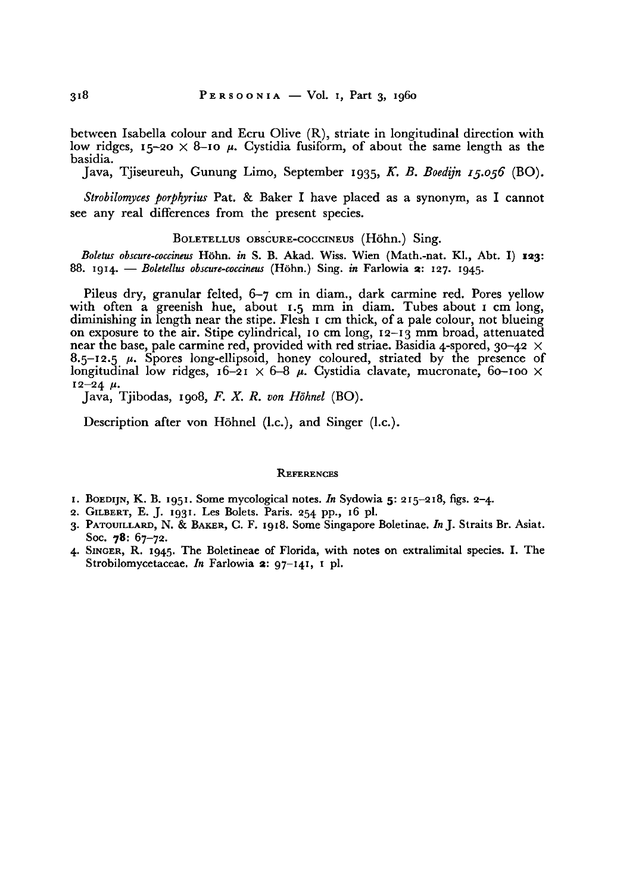between Isabella colour and Ecru Olive (R), striate in longitudinal direction with low ridges, 15–20 × 8–10 μ. Cystidia fusiform, of about the same length as the basidia.

Java, Tjiseureuh, Gunung Limo, September 1935, *K. B. Boedijn 15.056* (BO).

*Strobilomyces porphyrius* Pat. & Baker I have placed as a synonym, as I cannot see any real differences from the present species.

### Boletellus obscure-coccineus (Höhn.) Sing.

*Boletus obscure-coccineus* Höhn. *in* S. B. Akad. Wiss. Wien (Math.-nat. Kl., Abt. I) **123**: 88. 1914. — *Boletellus obscure-coccineus* (Höhn.) Sing. *in* Farlowia **2**: 127. 1945.

Pileus dry, granular felted, 6–7 cm in diam., dark carmine red. Pores yellow with often a greenish hue, about 1.5 mm in diam. Tubes about 1 cm long, diminishing in length near the stipe. Flesh 1 cm thick, of a pale colour, not blueing on exposure to the air. Stipe cylindrical, 10 cm long, 12–13 mm broad, attenuated near the base, pale carmine red, provided with red striae. Basidia 4-spored, 30–42 × 8.5–12.5 μ. Spores long-ellipsoid, honey coloured, striated by the presence of longitudinal low ridges, 16–21 × 6–8 μ. Cystidia clavate, mucronate, 60–100 × 12–24 μ.

Java, Tjibodas, 1908, *F. X. R. von Höhnel* (BO).

Description after von Höhnel (l.c.), and Singer (l.c.).

## References

1. Boedijn, K. B. 1951. Some mycological notes. *In* Sydowia **5**: 215–218, figs. 2–4.
2. Gilbert, E. J. 1931. Les Bolets. Paris. 254 pp., 16 pl.
3. Patouillard, N. & Baker, C. F. 1918. Some Singapore Boletinae. *In* J. Straits Br. Asiat. Soc. **78**: 67–72.
4. Singer, R. 1945. The Boletineae of Florida, with notes on extralimital species. I. The Strobilomycetaceae. *In* Farlowia **2**: 97–141, 1 pl.